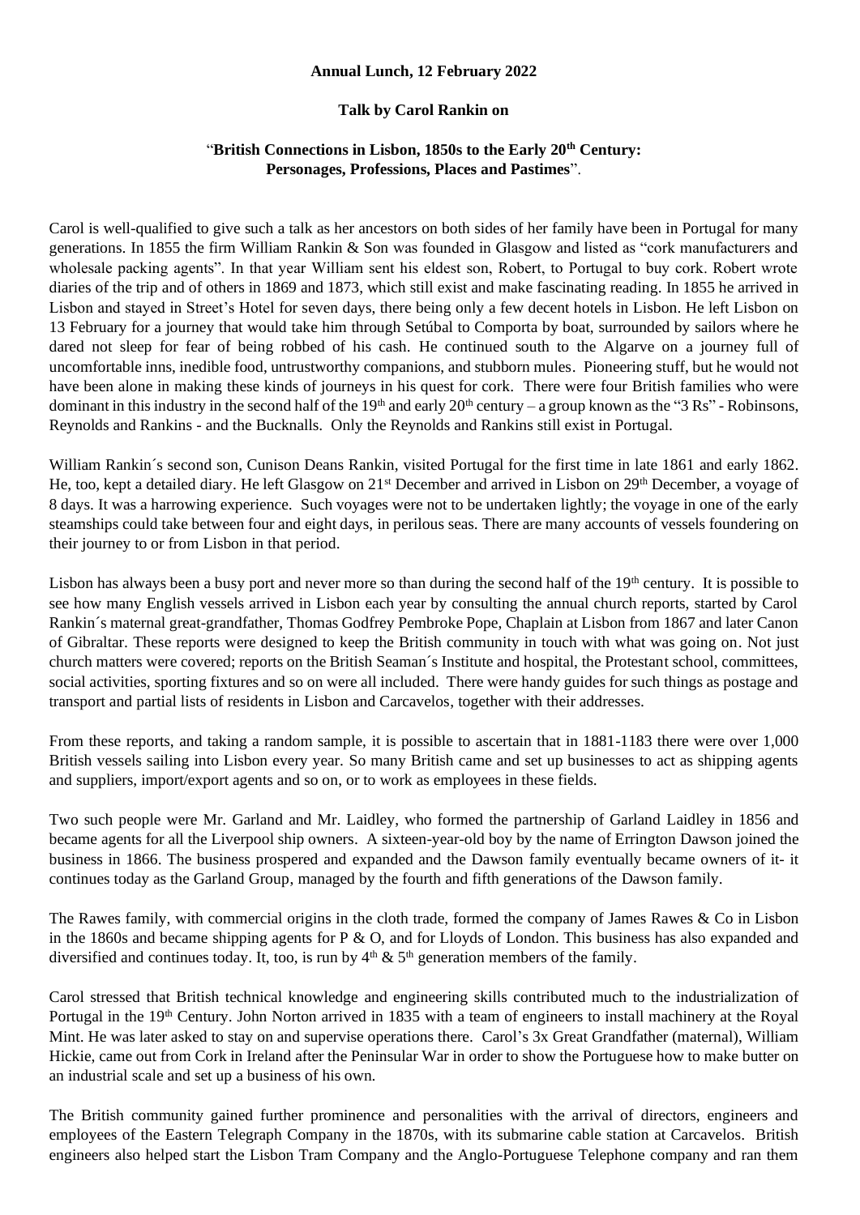**Annual Lunch, 12 February 2022**

**Talk by Carol Rankin on**

"**British Connections in Lisbon, 1850s to the Early 20th Century: Personages, Professions, Places and Pastimes**".

Carol is well-qualified to give such a talk as her ancestors on both sides of her family have been in Portugal for many generations. In 1855 the firm William Rankin & Son was founded in Glasgow and listed as "cork manufacturers and wholesale packing agents". In that year William sent his eldest son, Robert, to Portugal to buy cork. Robert wrote diaries of the trip and of others in 1869 and 1873, which still exist and make fascinating reading. In 1855 he arrived in Lisbon and stayed in Street's Hotel for seven days, there being only a few decent hotels in Lisbon. He left Lisbon on 13 February for a journey that would take him through Setúbal to Comporta by boat, surrounded by sailors where he dared not sleep for fear of being robbed of his cash. He continued south to the Algarve on a journey full of uncomfortable inns, inedible food, untrustworthy companions, and stubborn mules. Pioneering stuff, but he would not have been alone in making these kinds of journeys in his quest for cork. There were four British families who were dominant in this industry in the second half of the 19th and early 20th century – a group known as the "3 Rs" - Robinsons, Reynolds and Rankins - and the Bucknalls. Only the Reynolds and Rankins still exist in Portugal.

William Rankin´s second son, Cunison Deans Rankin, visited Portugal for the first time in late 1861 and early 1862. He, too, kept a detailed diary. He left Glasgow on 21st December and arrived in Lisbon on 29th December, a voyage of 8 days. It was a harrowing experience. Such voyages were not to be undertaken lightly; the voyage in one of the early steamships could take between four and eight days, in perilous seas. There are many accounts of vessels foundering on their journey to or from Lisbon in that period.

Lisbon has always been a busy port and never more so than during the second half of the 19th century. It is possible to see how many English vessels arrived in Lisbon each year by consulting the annual church reports, started by Carol Rankin´s maternal great-grandfather, Thomas Godfrey Pembroke Pope, Chaplain at Lisbon from 1867 and later Canon of Gibraltar. These reports were designed to keep the British community in touch with what was going on. Not just church matters were covered; reports on the British Seaman´s Institute and hospital, the Protestant school, committees, social activities, sporting fixtures and so on were all included. There were handy guides for such things as postage and transport and partial lists of residents in Lisbon and Carcavelos, together with their addresses.

From these reports, and taking a random sample, it is possible to ascertain that in 1881-1183 there were over 1,000 British vessels sailing into Lisbon every year. So many British came and set up businesses to act as shipping agents and suppliers, import/export agents and so on, or to work as employees in these fields.

Two such people were Mr. Garland and Mr. Laidley, who formed the partnership of Garland Laidley in 1856 and became agents for all the Liverpool ship owners. A sixteen-year-old boy by the name of Errington Dawson joined the business in 1866. The business prospered and expanded and the Dawson family eventually became owners of it- it continues today as the Garland Group, managed by the fourth and fifth generations of the Dawson family.

The Rawes family, with commercial origins in the cloth trade, formed the company of James Rawes & Co in Lisbon in the 1860s and became shipping agents for P & O, and for Lloyds of London. This business has also expanded and diversified and continues today. It, too, is run by 4th & 5th generation members of the family.

Carol stressed that British technical knowledge and engineering skills contributed much to the industrialization of Portugal in the 19th Century. John Norton arrived in 1835 with a team of engineers to install machinery at the Royal Mint. He was later asked to stay on and supervise operations there. Carol's 3x Great Grandfather (maternal), William Hickie, came out from Cork in Ireland after the Peninsular War in order to show the Portuguese how to make butter on an industrial scale and set up a business of his own.

The British community gained further prominence and personalities with the arrival of directors, engineers and employees of the Eastern Telegraph Company in the 1870s, with its submarine cable station at Carcavelos. British engineers also helped start the Lisbon Tram Company and the Anglo-Portuguese Telephone company and ran them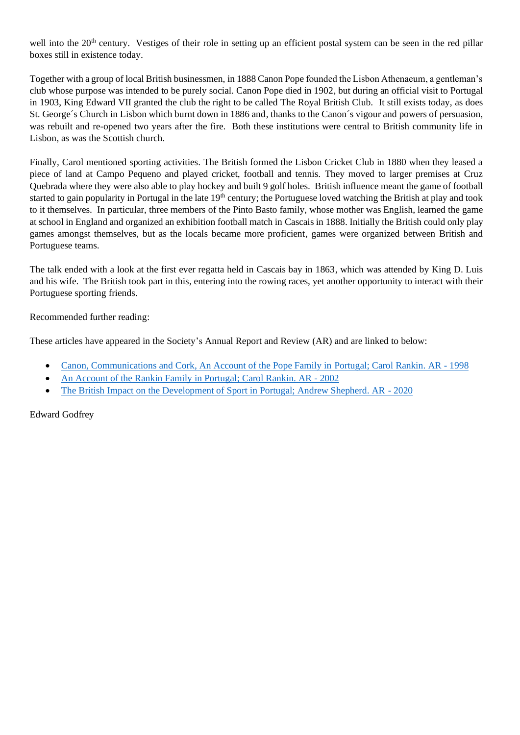well into the 20th century. Vestiges of their role in setting up an efficient postal system can be seen in the red pillar boxes still in existence today.

Together with a group of local British businessmen, in 1888 Canon Pope founded the Lisbon Athenaeum, a gentleman's club whose purpose was intended to be purely social. Canon Pope died in 1902, but during an official visit to Portugal in 1903, King Edward VII granted the club the right to be called The Royal British Club. It still exists today, as does St. George´s Church in Lisbon which burnt down in 1886 and, thanks to the Canon´s vigour and powers of persuasion, was rebuilt and re-opened two years after the fire. Both these institutions were central to British community life in Lisbon, as was the Scottish church.

Finally, Carol mentioned sporting activities. The British formed the Lisbon Cricket Club in 1880 when they leased a piece of land at Campo Pequeno and played cricket, football and tennis. They moved to larger premises at Cruz Quebrada where they were also able to play hockey and built 9 golf holes. British influence meant the game of football started to gain popularity in Portugal in the late 19th century; the Portuguese loved watching the British at play and took to it themselves. In particular, three members of the Pinto Basto family, whose mother was English, learned the game at school in England and organized an exhibition football match in Cascais in 1888. Initially the British could only play games amongst themselves, but as the locals became more proficient, games were organized between British and Portuguese teams.

The talk ended with a look at the first ever regatta held in Cascais bay in 1863, which was attended by King D. Luis and his wife. The British took part in this, entering into the rowing races, yet another opportunity to interact with their Portuguese sporting friends.

Recommended further reading:

These articles have appeared in the Society's Annual Report and Review (AR) and are linked to below:

- Canon, Communications and Cork, An Account of the Pope Family in Portugal; Carol Rankin. AR - 1998
- An Account of the Rankin Family in Portugal; Carol Rankin. AR - 2002
- The British Impact on the Development of Sport in Portugal; Andrew Shepherd. AR - 2020

Edward Godfrey